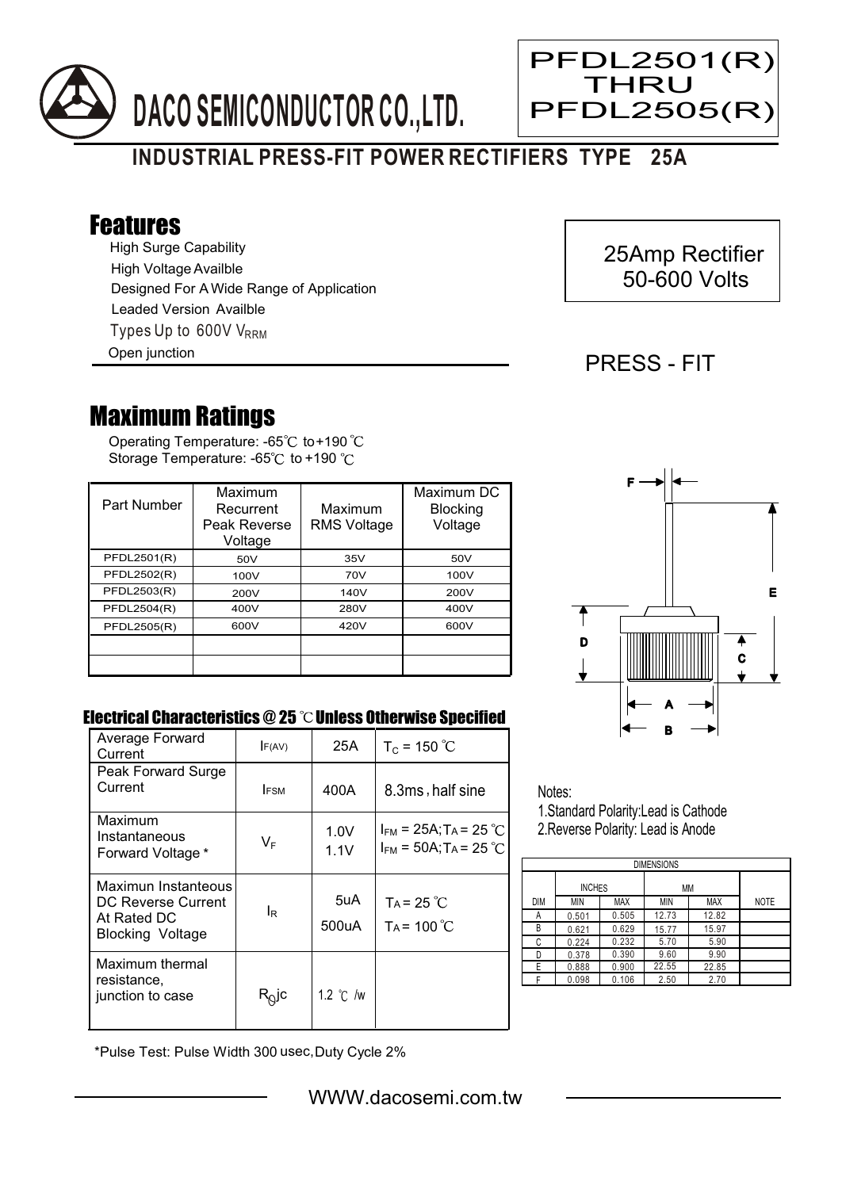# DACO SEMICONDUCTOR CO.,LTD.

**PFDL2501(R) THRU PFDL2505(R)**

## INDUSTRIAL PRESS-FIT POWER RECTIFIERS TYPE 25A

## Features

- High Surge Capability
- High Voltage Availble
- Designed For A Wide Range of Application
- Leaded Version Availble
- Types Up to 600V $V_{RRM}$
- Open junction

25Amp Rectifier
50-600 Volts

PRESS - FIT

## Maximum Ratings

Operating Temperature: -65℃ to+190 ℃
Storage Temperature: -65℃ to +190 ℃

| Part Number | Maximum Recurrent Peak Reverse Voltage | Maximum RMS Voltage | Maximum DC Blocking Voltage |
|---|---|---|---|
| PFDL2501(R) | 50V | 35V | 50V |
| PFDL2502(R) | 100V | 70V | 100V |
| PFDL2503(R) | 200V | 140V | 200V |
| PFDL2504(R) | 400V | 280V | 400V |
| PFDL2505(R) | 600V | 420V | 600V |
| | | | |
| | | | |

### Electrical Characteristics @ 25 ℃ Unless Otherwise Specified

| | | | |
|---|---|---|---|
| Average Forward Current | $I_{F(AV)}$ | 25A | $T_C$ = 150 ℃ |
| Peak Forward Surge Current | $I_{FSM}$ | 400A | 8.3ms , half sine |
| Maximum Instantaneous Forward Voltage * | $V_F$ | 1.0V<br>1.1V | $I_{FM}$ = 25A; $T_A$ = 25 ℃<br>$I_{FM}$ = 50A; $T_A$ = 25 ℃ |
| Maximun Instanteous DC Reverse Current At Rated DC Blocking Voltage | $I_R$ | 5uA<br>500uA | $T_A$ = 25 ℃<br>$T_A$ = 100 ℃ |
| Maximum thermal resistance, junction to case | $R_{\theta}jc$ | 1.2 ℃ /w | |

*Pulse Test: Pulse Width 300 usec,Duty Cycle 2%

Notes:
1. Standard Polarity:Lead is Cathode
2. Reverse Polarity: Lead is Anode

| DIMENSIONS | | | | | |
|---|---|---|---|---|---|
| | INCHES | | MM | | |
| DIM | MIN | MAX | MIN | MAX | NOTE |
| A | 0.501 | 0.505 | 12.73 | 12.82 | |
| B | 0.621 | 0.629 | 15.77 | 15.97 | |
| C | 0.224 | 0.232 | 5.70 | 5.90 | |
| D | 0.378 | 0.390 | 9.60 | 9.90 | |
| E | 0.888 | 0.900 | 22.55 | 22.85 | |
| F | 0.098 | 0.106 | 2.50 | 2.70 | |

WWW.dacosemi.com.tw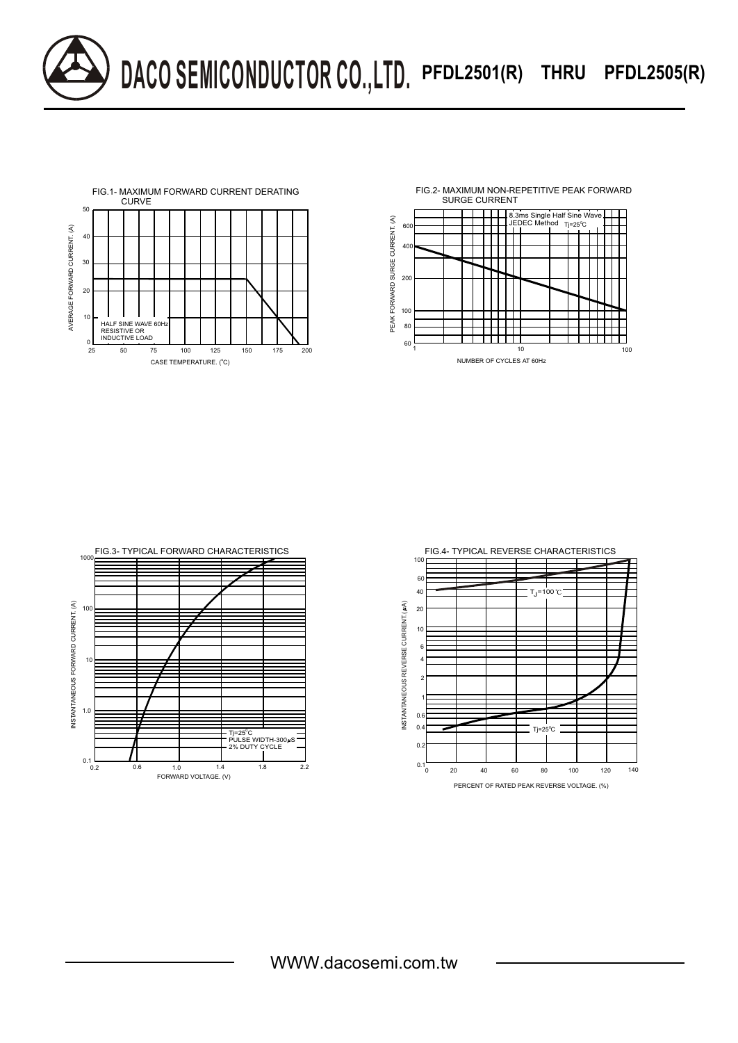FIG.1- MAXIMUM FORWARD CURRENT DERATING CURVE

AVERAGE FORWARD CURRENT. (A)

50
40
30
20
10
0

25 50 75 100 125 150 175 200

CASE TEMPERATURE. (°C)

HALF SINE WAVE 60Hz
RESISTIVE OR
INDUCTIVE LOAD

FIG.2- MAXIMUM NON-REPETITIVE PEAK FORWARD SURGE CURRENT

PEAK FORWARD SURGE CURRENT. (A)

600
400
200
100
80
60

1 10 100

NUMBER OF CYCLES AT 60Hz

8.3ms Single Half Sine Wave
JEDEC Method Tj=25°C

FIG.3- TYPICAL FORWARD CHARACTERISTICS

INSTANTANEOUS FORWARD CURRENT. (A)

1000
100
10
1.0
0.1

0.2 0.6 1.0 1.4 1.8 2.2

FORWARD VOLTAGE. (V)

Tj=25°C
PULSE WIDTH-300μS
2% DUTY CYCLE

FIG.4- TYPICAL REVERSE CHARACTERISTICS

INSTANTANEOUS REVERSE CURRENT.(μA)

100
60
40
20
10
6
4
2
1
0.6
0.4
0.2
0.1

0 20 40 60 80 100 120 140

PERCENT OF RATED PEAK REVERSE VOLTAGE. (%)

$T_J$=100 ℃

Tj=25°C